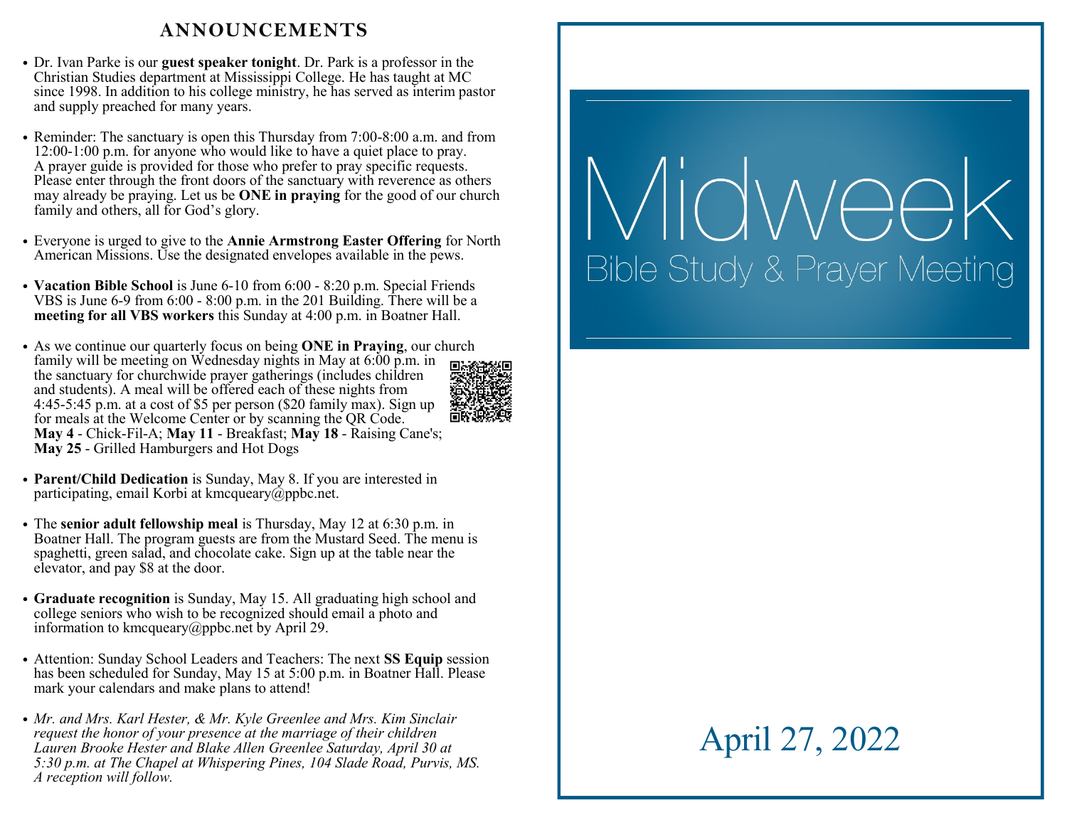## ANNOUNCEMENTS

- Dr. Ivan Parke is our **guest speaker tonight**. Dr. Park is a professor in the Christian Studies department at Mississippi College. He has taught at MC since 1998. In addition to his college ministry, he has served as interim pastor and supply preached for many years.

- Reminder: The sanctuary is open this Thursday from 7:00-8:00 a.m. and from 12:00-1:00 p.m. for anyone who would like to have a quiet place to pray. A prayer guide is provided for those who prefer to pray specific requests. Please enter through the front doors of the sanctuary with reverence as others may already be praying. Let us be **ONE in praying** for the good of our church family and others, all for God's glory.

- Everyone is urged to give to the **Annie Armstrong Easter Offering** for North American Missions. Use the designated envelopes available in the pews.

- **Vacation Bible School** is June 6-10 from 6:00 - 8:20 p.m. Special Friends VBS is June 6-9 from 6:00 - 8:00 p.m. in the 201 Building. There will be a **meeting for all VBS workers** this Sunday at 4:00 p.m. in Boatner Hall.

- As we continue our quarterly focus on being **ONE in Praying**, our church family will be meeting on Wednesday nights in May at 6:00 p.m. in the sanctuary for churchwide prayer gatherings (includes children and students). A meal will be offered each of these nights from 4:45-5:45 p.m. at a cost of $5 per person ($20 family max). Sign up for meals at the Welcome Center or by scanning the QR Code. **May 4** - Chick-Fil-A; **May 11** - Breakfast; **May 18** - Raising Cane's; **May 25** - Grilled Hamburgers and Hot Dogs

- **Parent/Child Dedication** is Sunday, May 8. If you are interested in participating, email Korbi at kmcqueary@ppbc.net.

- The **senior adult fellowship meal** is Thursday, May 12 at 6:30 p.m. in Boatner Hall. The program guests are from the Mustard Seed. The menu is spaghetti, green salad, and chocolate cake. Sign up at the table near the elevator, and pay $8 at the door.

- **Graduate recognition** is Sunday, May 15. All graduating high school and college seniors who wish to be recognized should email a photo and information to kmcqueary@ppbc.net by April 29.

- Attention: Sunday School Leaders and Teachers: The next **SS Equip** session has been scheduled for Sunday, May 15 at 5:00 p.m. in Boatner Hall. Please mark your calendars and make plans to attend!

- *Mr. and Mrs. Karl Hester, & Mr. Kyle Greenlee and Mrs. Kim Sinclair request the honor of your presence at the marriage of their children Lauren Brooke Hester and Blake Allen Greenlee Saturday, April 30 at 5:30 p.m. at The Chapel at Whispering Pines, 104 Slade Road, Purvis, MS. A reception will follow.*

# Midweek

## Bible Study & Prayer Meeting

April 27, 2022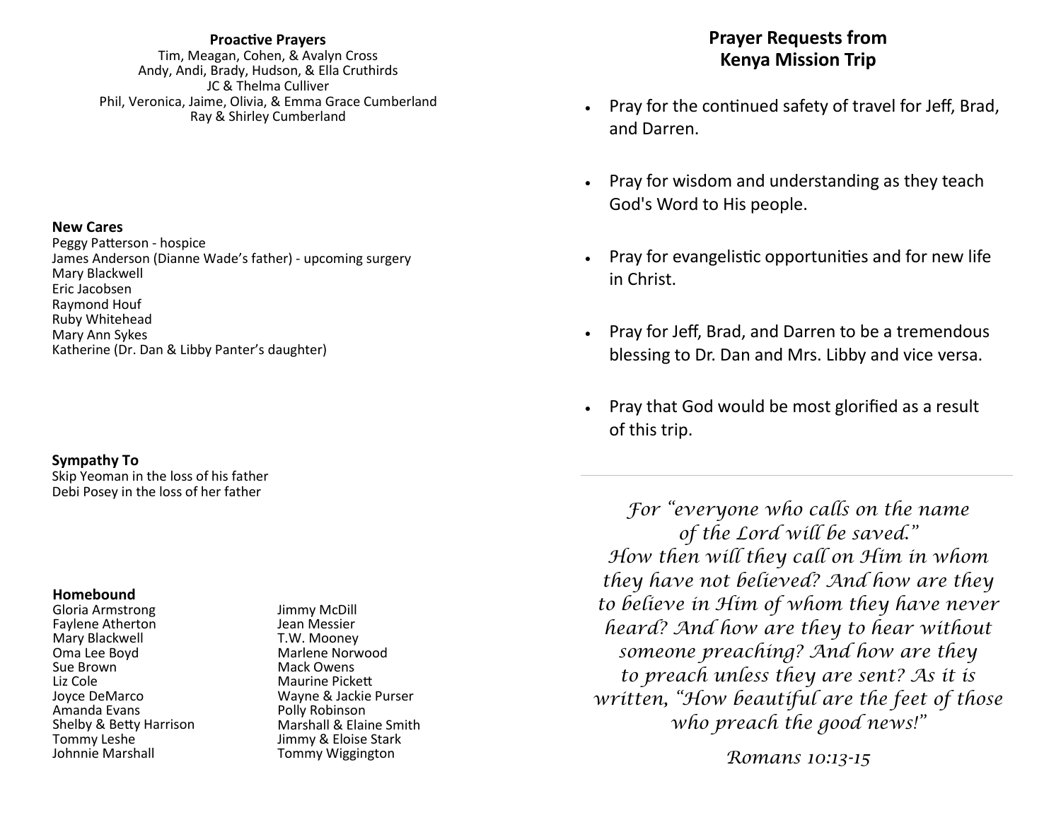**Proactive Prayers**

Tim, Meagan, Cohen, & Avalyn Cross
Andy, Andi, Brady, Hudson, & Ella Cruthirds
JC & Thelma Culliver
Phil, Veronica, Jaime, Olivia, & Emma Grace Cumberland
Ray & Shirley Cumberland

**New Cares**

Peggy Patterson - hospice
James Anderson (Dianne Wade's father) - upcoming surgery
Mary Blackwell
Eric Jacobsen
Raymond Houf
Ruby Whitehead
Mary Ann Sykes
Katherine (Dr. Dan & Libby Panter's daughter)

**Sympathy To**

Skip Yeoman in the loss of his father
Debi Posey in the loss of her father

**Homebound**

Gloria Armstrong
Faylene Atherton
Mary Blackwell
Oma Lee Boyd
Sue Brown
Liz Cole
Joyce DeMarco
Amanda Evans
Shelby & Betty Harrison
Tommy Leshe
Johnnie Marshall
Jimmy McDill
Jean Messier
T.W. Mooney
Marlene Norwood
Mack Owens
Maurine Pickett
Wayne & Jackie Purser
Polly Robinson
Marshall & Elaine Smith
Jimmy & Eloise Stark
Tommy Wiggington

## Prayer Requests from Kenya Mission Trip

- Pray for the continued safety of travel for Jeff, Brad, and Darren.
- Pray for wisdom and understanding as they teach God's Word to His people.
- Pray for evangelistic opportunities and for new life in Christ.
- Pray for Jeff, Brad, and Darren to be a tremendous blessing to Dr. Dan and Mrs. Libby and vice versa.
- Pray that God would be most glorified as a result of this trip.

---

*For "everyone who calls on the name of the Lord will be saved." How then will they call on Him in whom they have not believed? And how are they to believe in Him of whom they have never heard? And how are they to hear without someone preaching? And how are they to preach unless they are sent? As it is written, "How beautiful are the feet of those who preach the good news!"*

*Romans 10:13-15*